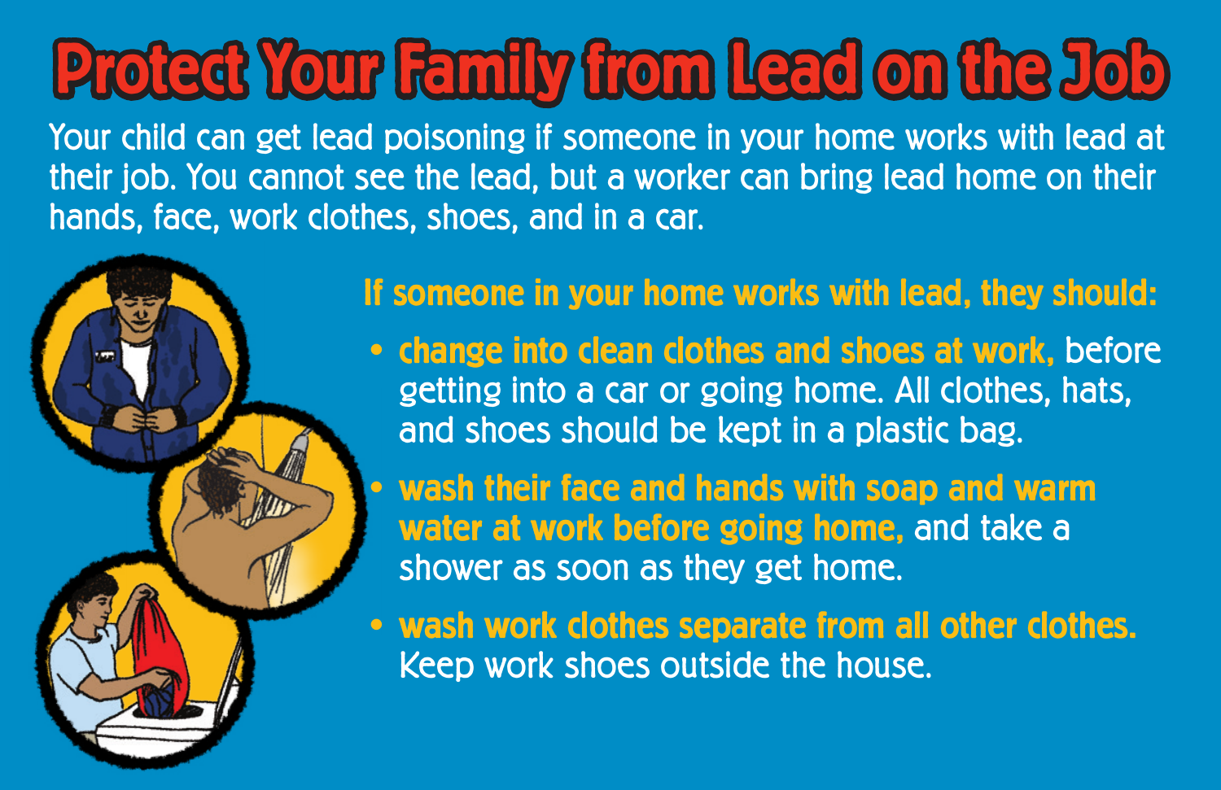# Protect Your Family from Lead on the Job

Your child can get lead poisoning if someone in your home works with lead at their job. You cannot see the lead, but a worker can bring lead home on their hands, face, work clothes, shoes, and in a car.

## If someone in your home works with lead, they should:

- **change into clean clothes and shoes at work,** before getting into a car or going home. All clothes, hats, and shoes should be kept in a plastic bag.
- **wash their face and hands with soap and warm water at work before going home,** and take a shower as soon as they get home.
- **wash work clothes separate from all other clothes.** Keep work shoes outside the house.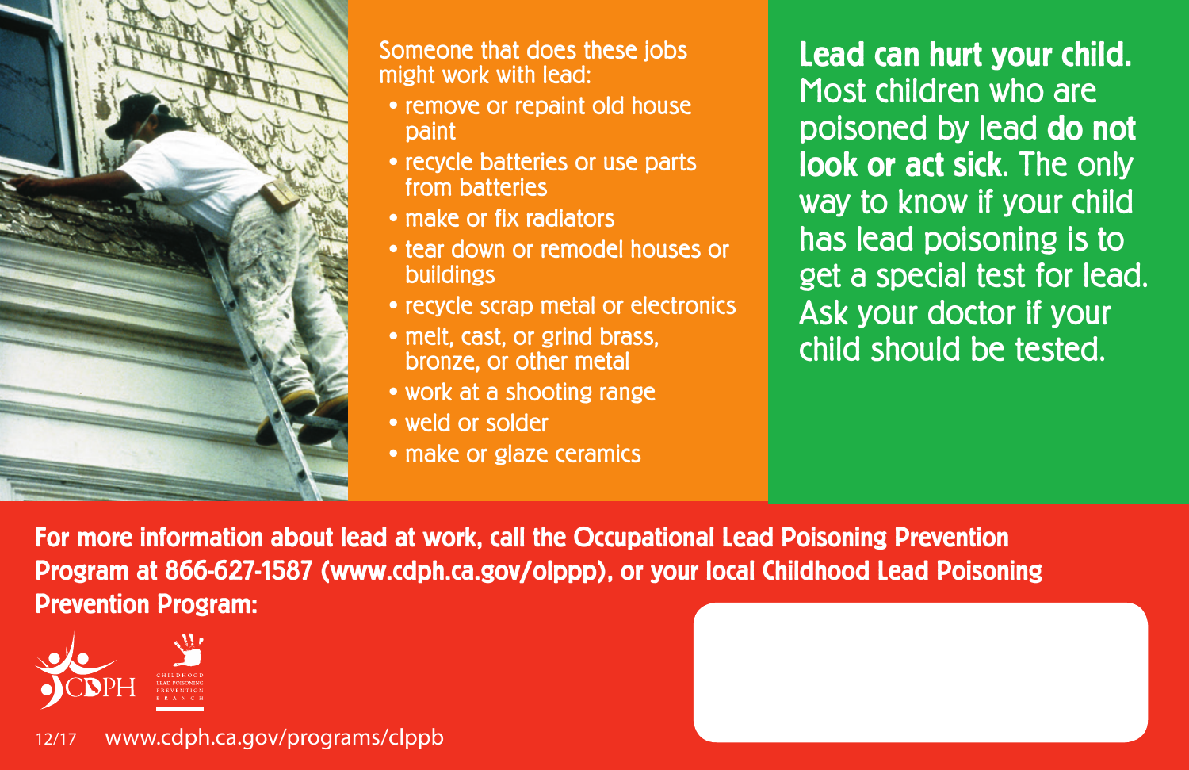Someone that does these jobs might work with lead:

- remove or repaint old house paint
- recycle batteries or use parts from batteries
- make or fix radiators
- tear down or remodel houses or buildings
- recycle scrap metal or electronics
- melt, cast, or grind brass, bronze, or other metal
- work at a shooting range
- weld or solder
- make or glaze ceramics

**Lead can hurt your child.** Most children who are poisoned by lead **do not look or act sick**. The only way to know if your child has lead poisoning is to get a special test for lead. Ask your doctor if your child should be tested.

**For more information about lead at work, call the Occupational Lead Poisoning Prevention Program at 866-627-1587 (www.cdph.ca.gov/olppp), or your local Childhood Lead Poisoning Prevention Program:**

CDPH

CHILDHOOD LEAD POISONING PREVENTION BRANCH

12/17 www.cdph.ca.gov/programs/clppb